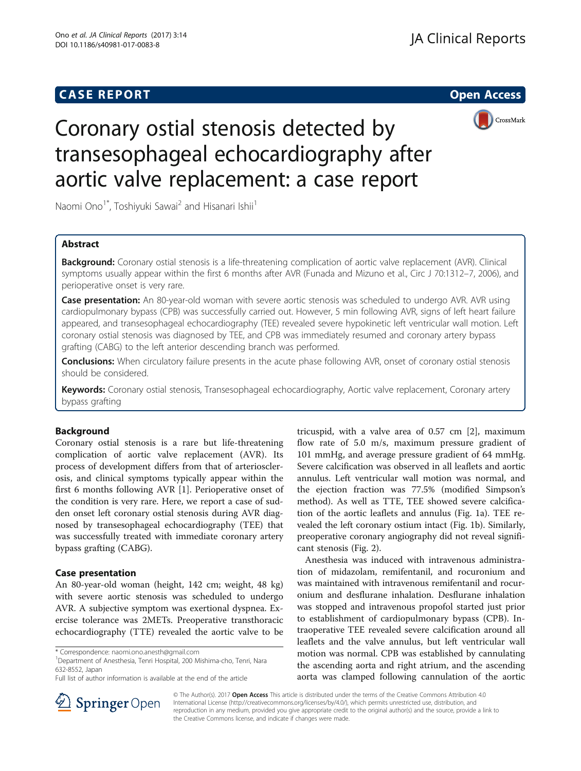# CASE REPORT

**Open Access**

# Coronary ostial stenosis detected by transesophageal echocardiography after aortic valve replacement: a case report

Naomi Ono[1*], Toshiyuki Sawai[2] and Hisanari Ishii[1]

## Abstract

**Background:** Coronary ostial stenosis is a life-threatening complication of aortic valve replacement (AVR). Clinical symptoms usually appear within the first 6 months after AVR (Funada and Mizuno et al., Circ J 70:1312–7, 2006), and perioperative onset is very rare.

**Case presentation:** An 80-year-old woman with severe aortic stenosis was scheduled to undergo AVR. AVR using cardiopulmonary bypass (CPB) was successfully carried out. However, 5 min following AVR, signs of left heart failure appeared, and transesophageal echocardiography (TEE) revealed severe hypokinetic left ventricular wall motion. Left coronary ostial stenosis was diagnosed by TEE, and CPB was immediately resumed and coronary artery bypass grafting (CABG) to the left anterior descending branch was performed.

**Conclusions:** When circulatory failure presents in the acute phase following AVR, onset of coronary ostial stenosis should be considered.

**Keywords:** Coronary ostial stenosis, Transesophageal echocardiography, Aortic valve replacement, Coronary artery bypass grafting

## Background

Coronary ostial stenosis is a rare but life-threatening complication of aortic valve replacement (AVR). Its process of development differs from that of arteriosclerosis, and clinical symptoms typically appear within the first 6 months following AVR [1]. Perioperative onset of the condition is very rare. Here, we report a case of sudden onset left coronary ostial stenosis during AVR diagnosed by transesophageal echocardiography (TEE) that was successfully treated with immediate coronary artery bypass grafting (CABG).

## Case presentation

An 80-year-old woman (height, 142 cm; weight, 48 kg) with severe aortic stenosis was scheduled to undergo AVR. A subjective symptom was exertional dyspnea. Exercise tolerance was 2METs. Preoperative transthoracic echocardiography (TTE) revealed the aortic valve to be tricuspid, with a valve area of 0.57 cm [2], maximum flow rate of 5.0 m/s, maximum pressure gradient of 101 mmHg, and average pressure gradient of 64 mmHg. Severe calcification was observed in all leaflets and aortic annulus. Left ventricular wall motion was normal, and the ejection fraction was 77.5% (modified Simpson's method). As well as TTE, TEE showed severe calcification of the aortic leaflets and annulus (Fig. 1a). TEE revealed the left coronary ostium intact (Fig. 1b). Similarly, preoperative coronary angiography did not reveal significant stenosis (Fig. 2).

Anesthesia was induced with intravenous administration of midazolam, remifentanil, and rocuronium and was maintained with intravenous remifentanil and rocuronium and desflurane inhalation. Desflurane inhalation was stopped and intravenous propofol started just prior to establishment of cardiopulmonary bypass (CPB). Intraoperative TEE revealed severe calcification around all leaflets and the valve annulus, but left ventricular wall motion was normal. CPB was established by cannulating the ascending aorta and right atrium, and the ascending aorta was clamped following cannulation of the aortic

\* Correspondence: naomi.ono.anesth@gmail.com
[1]Department of Anesthesia, Tenri Hospital, 200 Mishima-cho, Tenri, Nara 632-8552, Japan
Full list of author information is available at the end of the article

© The Author(s). 2017 **Open Access** This article is distributed under the terms of the Creative Commons Attribution 4.0 International License (http://creativecommons.org/licenses/by/4.0/), which permits unrestricted use, distribution, and reproduction in any medium, provided you give appropriate credit to the original author(s) and the source, provide a link to the Creative Commons license, and indicate if changes were made.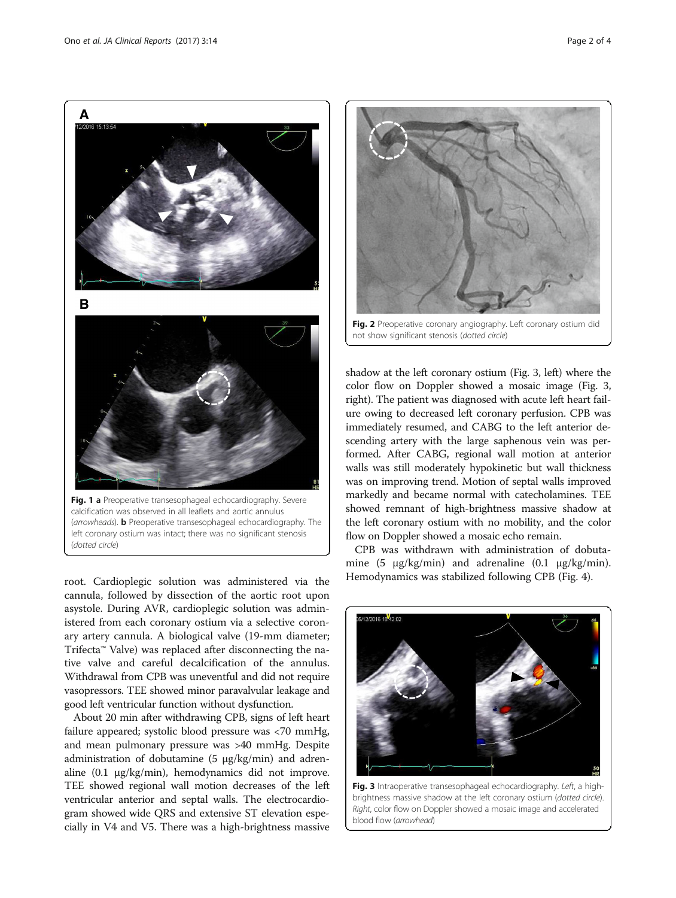**Fig. 1 a** Preoperative transesophageal echocardiography. Severe calcification was observed in all leaflets and aortic annulus (*arrowheads*). **b** Preoperative transesophageal echocardiography. The left coronary ostium was intact; there was no significant stenosis (*dotted circle*)

root. Cardioplegic solution was administered via the cannula, followed by dissection of the aortic root upon asystole. During AVR, cardioplegic solution was administered from each coronary ostium via a selective coronary artery cannula. A biological valve (19-mm diameter; Trifecta™ Valve) was replaced after disconnecting the native valve and careful decalcification of the annulus. Withdrawal from CPB was uneventful and did not require vasopressors. TEE showed minor paravalvular leakage and good left ventricular function without dysfunction.

About 20 min after withdrawing CPB, signs of left heart failure appeared; systolic blood pressure was <70 mmHg, and mean pulmonary pressure was >40 mmHg. Despite administration of dobutamine (5 μg/kg/min) and adrenaline (0.1 μg/kg/min), hemodynamics did not improve. TEE showed regional wall motion decreases of the left ventricular anterior and septal walls. The electrocardiogram showed wide QRS and extensive ST elevation especially in V4 and V5. There was a high-brightness massive shadow at the left coronary ostium (Fig. 3, left) where the color flow on Doppler showed a mosaic image (Fig. 3, right). The patient was diagnosed with acute left heart failure owing to decreased left coronary perfusion. CPB was immediately resumed, and CABG to the left anterior descending artery with the large saphenous vein was performed. After CABG, regional wall motion at anterior walls was still moderately hypokinetic but wall thickness was on improving trend. Motion of septal walls improved markedly and became normal with catecholamines. TEE showed remnant of high-brightness massive shadow at the left coronary ostium with no mobility, and the color flow on Doppler showed a mosaic echo remain.

CPB was withdrawn with administration of dobutamine (5 μg/kg/min) and adrenaline (0.1 μg/kg/min). Hemodynamics was stabilized following CPB (Fig. 4).

**Fig. 2** Preoperative coronary angiography. Left coronary ostium did not show significant stenosis (*dotted circle*)

**Fig. 3** Intraoperative transesophageal echocardiography. *Left*, a high-brightness massive shadow at the left coronary ostium (*dotted circle*). *Right*, color flow on Doppler showed a mosaic image and accelerated blood flow (*arrowhead*)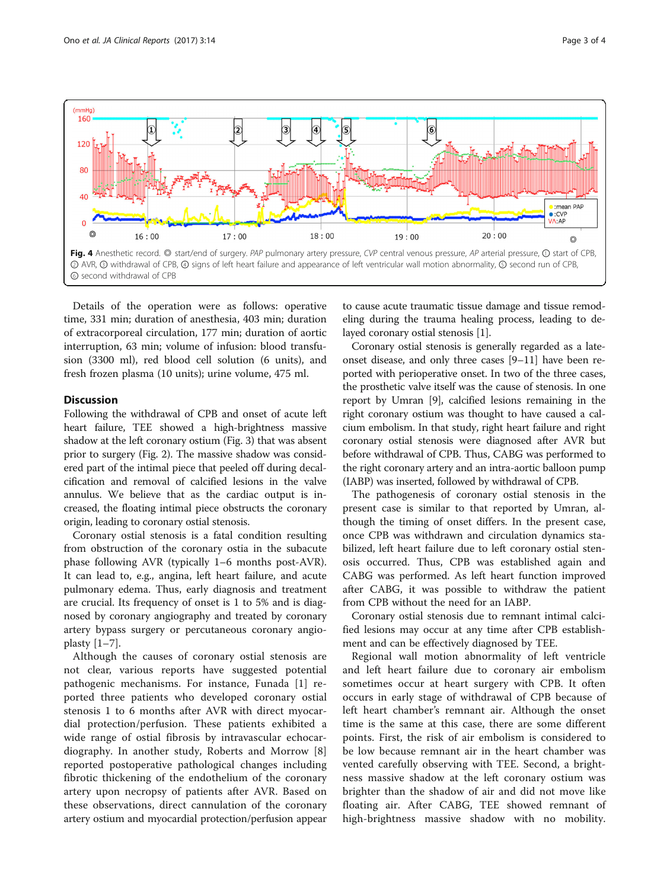Fig. 4 Anesthetic record. ◎ start/end of surgery. *PAP* pulmonary artery pressure, *CVP* central venous pressure, *AP* arterial pressure, ① start of CPB, ② AVR, ③ withdrawal of CPB, ④ signs of left heart failure and appearance of left ventricular wall motion abnormality, ⑤ second run of CPB, ⑥ second withdrawal of CPB

Details of the operation were as follows: operative time, 331 min; duration of anesthesia, 403 min; duration of extracorporeal circulation, 177 min; duration of aortic interruption, 63 min; volume of infusion: blood transfusion (3300 ml), red blood cell solution (6 units), and fresh frozen plasma (10 units); urine volume, 475 ml.

## Discussion

Following the withdrawal of CPB and onset of acute left heart failure, TEE showed a high-brightness massive shadow at the left coronary ostium (Fig. 3) that was absent prior to surgery (Fig. 2). The massive shadow was considered part of the intimal piece that peeled off during decalcification and removal of calcified lesions in the valve annulus. We believe that as the cardiac output is increased, the floating intimal piece obstructs the coronary origin, leading to coronary ostial stenosis.

Coronary ostial stenosis is a fatal condition resulting from obstruction of the coronary ostia in the subacute phase following AVR (typically 1–6 months post-AVR). It can lead to, e.g., angina, left heart failure, and acute pulmonary edema. Thus, early diagnosis and treatment are crucial. Its frequency of onset is 1 to 5% and is diagnosed by coronary angiography and treated by coronary artery bypass surgery or percutaneous coronary angioplasty [1–7].

Although the causes of coronary ostial stenosis are not clear, various reports have suggested potential pathogenic mechanisms. For instance, Funada [1] reported three patients who developed coronary ostial stenosis 1 to 6 months after AVR with direct myocardial protection/perfusion. These patients exhibited a wide range of ostial fibrosis by intravascular echocardiography. In another study, Roberts and Morrow [8] reported postoperative pathological changes including fibrotic thickening of the endothelium of the coronary artery upon necropsy of patients after AVR. Based on these observations, direct cannulation of the coronary artery ostium and myocardial protection/perfusion appear to cause acute traumatic tissue damage and tissue remodeling during the trauma healing process, leading to delayed coronary ostial stenosis [1].

Coronary ostial stenosis is generally regarded as a late-onset disease, and only three cases [9–11] have been reported with perioperative onset. In two of the three cases, the prosthetic valve itself was the cause of stenosis. In one report by Umran [9], calcified lesions remaining in the right coronary ostium was thought to have caused a calcium embolism. In that study, right heart failure and right coronary ostial stenosis were diagnosed after AVR but before withdrawal of CPB. Thus, CABG was performed to the right coronary artery and an intra-aortic balloon pump (IABP) was inserted, followed by withdrawal of CPB.

The pathogenesis of coronary ostial stenosis in the present case is similar to that reported by Umran, although the timing of onset differs. In the present case, once CPB was withdrawn and circulation dynamics stabilized, left heart failure due to left coronary ostial stenosis occurred. Thus, CPB was established again and CABG was performed. As left heart function improved after CABG, it was possible to withdraw the patient from CPB without the need for an IABP.

Coronary ostial stenosis due to remnant intimal calcified lesions may occur at any time after CPB establishment and can be effectively diagnosed by TEE.

Regional wall motion abnormality of left ventricle and left heart failure due to coronary air embolism sometimes occur at heart surgery with CPB. It often occurs in early stage of withdrawal of CPB because of left heart chamber's remnant air. Although the onset time is the same at this case, there are some different points. First, the risk of air embolism is considered to be low because remnant air in the heart chamber was vented carefully observing with TEE. Second, a brightness massive shadow at the left coronary ostium was brighter than the shadow of air and did not move like floating air. After CABG, TEE showed remnant of high-brightness massive shadow with no mobility.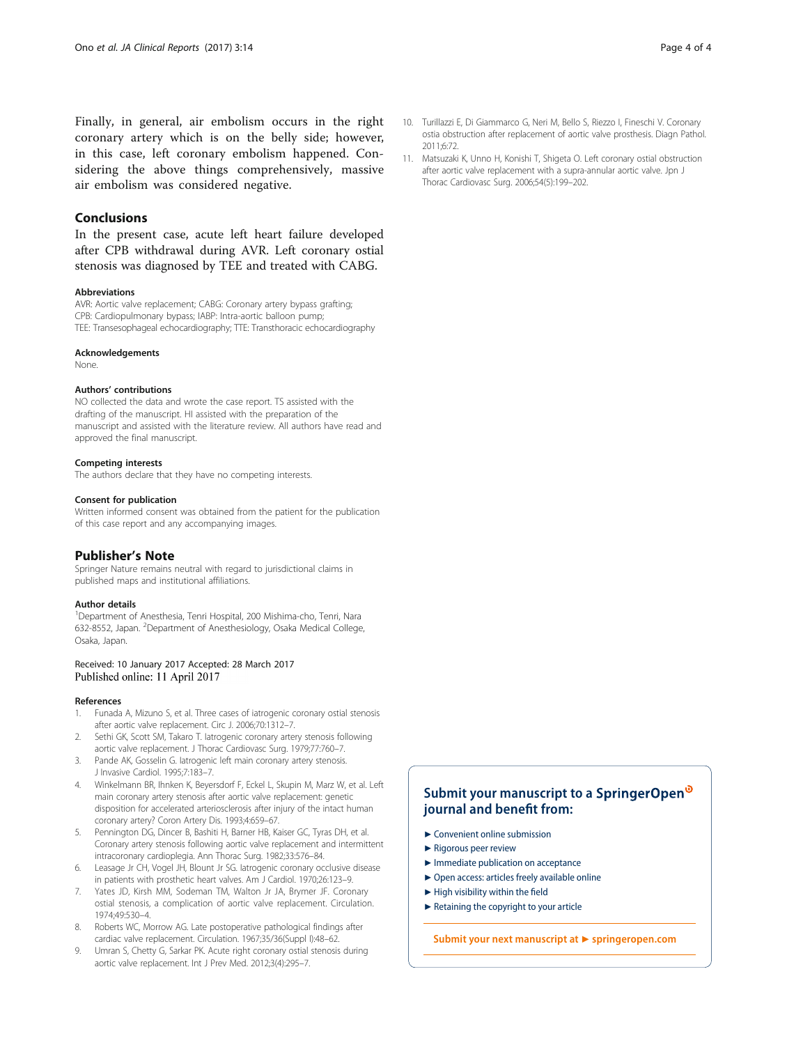Finally, in general, air embolism occurs in the right coronary artery which is on the belly side; however, in this case, left coronary embolism happened. Considering the above things comprehensively, massive air embolism was considered negative.

## Conclusions

In the present case, acute left heart failure developed after CPB withdrawal during AVR. Left coronary ostial stenosis was diagnosed by TEE and treated with CABG.

### Abbreviations

AVR: Aortic valve replacement; CABG: Coronary artery bypass grafting; CPB: Cardiopulmonary bypass; IABP: Intra-aortic balloon pump; TEE: Transesophageal echocardiography; TTE: Transthoracic echocardiography

### Acknowledgements

None.

### Authors' contributions

NO collected the data and wrote the case report. TS assisted with the drafting of the manuscript. HI assisted with the preparation of the manuscript and assisted with the literature review. All authors have read and approved the final manuscript.

### Competing interests

The authors declare that they have no competing interests.

### Consent for publication

Written informed consent was obtained from the patient for the publication of this case report and any accompanying images.

## Publisher's Note

Springer Nature remains neutral with regard to jurisdictional claims in published maps and institutional affiliations.

### Author details

[1]Department of Anesthesia, Tenri Hospital, 200 Mishima-cho, Tenri, Nara 632-8552, Japan. [2]Department of Anesthesiology, Osaka Medical College, Osaka, Japan.

Received: 10 January 2017 Accepted: 28 March 2017
Published online: 11 April 2017

### References

1. Funada A, Mizuno S, et al. Three cases of iatrogenic coronary ostial stenosis after aortic valve replacement. Circ J. 2006;70:1312–7.
2. Sethi GK, Scott SM, Takaro T. Iatrogenic coronary artery stenosis following aortic valve replacement. J Thorac Cardiovasc Surg. 1979;77:760–7.
3. Pande AK, Gosselin G. Iatrogenic left main coronary artery stenosis. J Invasive Cardiol. 1995;7:183–7.
4. Winkelmann BR, Ihnken K, Beyersdorf F, Eckel L, Skupin M, Marz W, et al. Left main coronary artery stenosis after aortic valve replacement: genetic disposition for accelerated arteriosclerosis after injury of the intact human coronary artery? Coron Artery Dis. 1993;4:659–67.
5. Pennington DG, Dincer B, Bashiti H, Barner HB, Kaiser GC, Tyras DH, et al. Coronary artery stenosis following aortic valve replacement and intermittent intracoronary cardioplegia. Ann Thorac Surg. 1982;33:576–84.
6. Leasage Jr CH, Vogel JH, Blount Jr SG. Iatrogenic coronary occlusive disease in patients with prosthetic heart valves. Am J Cardiol. 1970;26:123–9.
7. Yates JD, Kirsh MM, Sodeman TM, Walton Jr JA, Brymer JF. Coronary ostial stenosis, a complication of aortic valve replacement. Circulation. 1974;49:530–4.
8. Roberts WC, Morrow AG. Late postoperative pathological findings after cardiac valve replacement. Circulation. 1967;35/36(Suppl I):48–62.
9. Umran S, Chetty G, Sarkar PK. Acute right coronary ostial stenosis during aortic valve replacement. Int J Prev Med. 2012;3(4):295–7.
10. Turillazzi E, Di Giammarco G, Neri M, Bello S, Riezzo I, Fineschi V. Coronary ostia obstruction after replacement of aortic valve prosthesis. Diagn Pathol. 2011;6:72.
11. Matsuzaki K, Unno H, Konishi T, Shigeta O. Left coronary ostial obstruction after aortic valve replacement with a supra-annular aortic valve. Jpn J Thorac Cardiovasc Surg. 2006;54(5):199–202.

**Submit your manuscript to a SpringerOpen journal and benefit from:**

- Convenient online submission
- Rigorous peer review
- Immediate publication on acceptance
- Open access: articles freely available online
- High visibility within the field
- Retaining the copyright to your article

**Submit your next manuscript at ► springeropen.com**